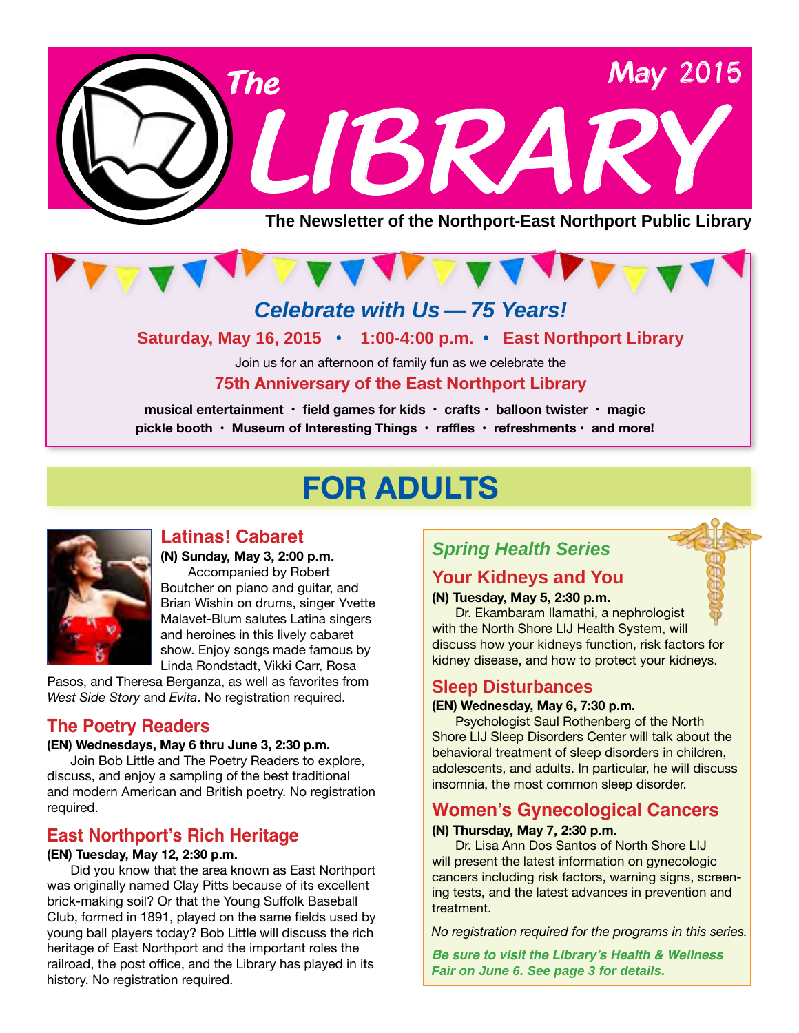# The LIBRARY

May 2015

**The Newsletter of the Northport-East Northport Public Library**

## *Celebrate with Us — 75 Years!*

**Saturday, May 16, 2015 • 1:00-4:00 p.m. • East Northport Library**

Join us for an afternoon of family fun as we celebrate the

**75th Anniversary of the East Northport Library**

**musical entertainment • field games for kids • crafts • balloon twister • magic pickle booth • Museum of Interesting Things • raffles • refreshments • and more!**

# FOR ADULTS

## Latinas! Cabaret

**(N) Sunday, May 3, 2:00 p.m.**

Accompanied by Robert Boutcher on piano and guitar, and Brian Wishin on drums, singer Yvette Malavet-Blum salutes Latina singers and heroines in this lively cabaret show. Enjoy songs made famous by Linda Rondstadt, Vikki Carr, Rosa Pasos, and Theresa Berganza, as well as favorites from *West Side Story* and *Evita*. No registration required.

## The Poetry Readers

**(EN) Wednesdays, May 6 thru June 3, 2:30 p.m.**

Join Bob Little and The Poetry Readers to explore, discuss, and enjoy a sampling of the best traditional and modern American and British poetry. No registration required.

## East Northport's Rich Heritage

**(EN) Tuesday, May 12, 2:30 p.m.**

Did you know that the area known as East Northport was originally named Clay Pitts because of its excellent brick-making soil? Or that the Young Suffolk Baseball Club, formed in 1891, played on the same fields used by young ball players today? Bob Little will discuss the rich heritage of East Northport and the important roles the railroad, the post office, and the Library has played in its history. No registration required.

## *Spring Health Series*

### Your Kidneys and You

**(N) Tuesday, May 5, 2:30 p.m.**

Dr. Ekambaram Ilamathi, a nephrologist with the North Shore LIJ Health System, will discuss how your kidneys function, risk factors for kidney disease, and how to protect your kidneys.

### Sleep Disturbances

**(EN) Wednesday, May 6, 7:30 p.m.**

Psychologist Saul Rothenberg of the North Shore LIJ Sleep Disorders Center will talk about the behavioral treatment of sleep disorders in children, adolescents, and adults. In particular, he will discuss insomnia, the most common sleep disorder.

### Women's Gynecological Cancers

**(N) Thursday, May 7, 2:30 p.m.**

Dr. Lisa Ann Dos Santos of North Shore LIJ will present the latest information on gynecologic cancers including risk factors, warning signs, screening tests, and the latest advances in prevention and treatment.

*No registration required for the programs in this series.*

***Be sure to visit the Library's Health & Wellness Fair on June 6. See page 3 for details.***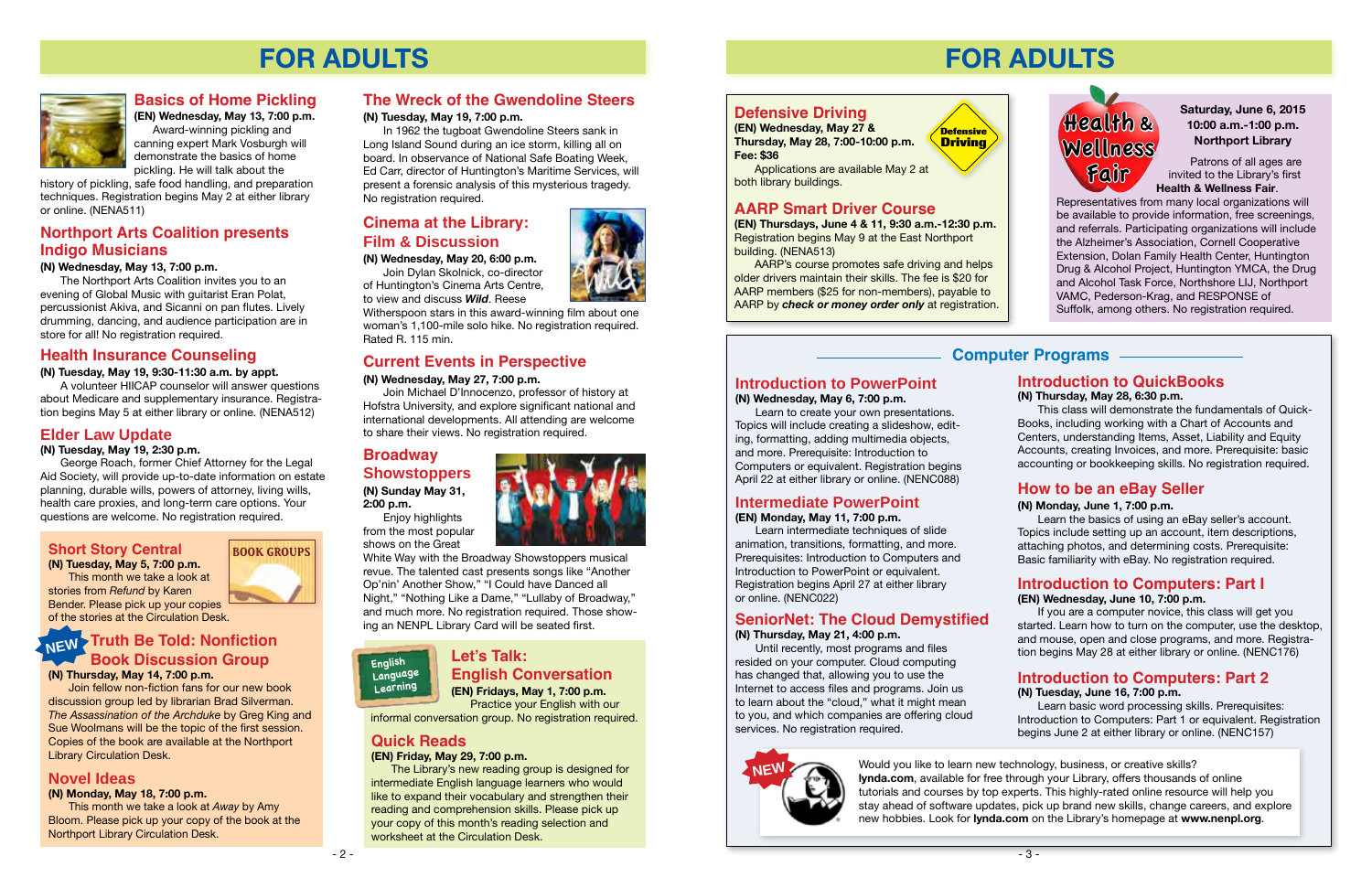# FOR ADULTS

## Basics of Home Pickling

**(EN) Wednesday, May 13, 7:00 p.m.**

Award-winning pickling and canning expert Mark Vosburgh will demonstrate the basics of home pickling. He will talk about the history of pickling, safe food handling, and preparation techniques. Registration begins May 2 at either library or online. (NENA511)

## Northport Arts Coalition presents Indigo Musicians

**(N) Wednesday, May 13, 7:00 p.m.**

The Northport Arts Coalition invites you to an evening of Global Music with guitarist Eran Polat, percussionist Akiva, and Sicanni on pan flutes. Lively drumming, dancing, and audience participation are in store for all! No registration required.

## Health Insurance Counseling

**(N) Tuesday, May 19, 9:30-11:30 a.m. by appt.**

A volunteer HIICAP counselor will answer questions about Medicare and supplementary insurance. Registration begins May 5 at either library or online. (NENA512)

## Elder Law Update

**(N) Tuesday, May 19, 2:30 p.m.**

George Roach, former Chief Attorney for the Legal Aid Society, will provide up-to-date information on estate planning, durable wills, powers of attorney, living wills, health care proxies, and long-term care options. Your questions are welcome. No registration required.

### BOOK GROUPS

## Short Story Central

**(N) Tuesday, May 5, 7:00 p.m.**

This month we take a look at stories from *Refund* by Karen Bender. Please pick up your copies of the stories at the Circulation Desk.

## NEW Truth Be Told: Nonfiction Book Discussion Group

**(N) Thursday, May 14, 7:00 p.m.**

Join fellow non-fiction fans for our new book discussion group led by librarian Brad Silverman. *The Assassination of the Archduke* by Greg King and Sue Woolmans will be the topic of the first session. Copies of the book are available at the Northport Library Circulation Desk.

## Novel Ideas

**(N) Monday, May 18, 7:00 p.m.**

This month we take a look at *Away* by Amy Bloom. Please pick up your copy of the book at the Northport Library Circulation Desk.

## The Wreck of the Gwendoline Steers

**(N) Tuesday, May 19, 7:00 p.m.**

In 1962 the tugboat Gwendoline Steers sank in Long Island Sound during an ice storm, killing all on board. In observance of National Safe Boating Week, Ed Carr, director of Huntington's Maritime Services, will present a forensic analysis of this mysterious tragedy. No registration required.

## Cinema at the Library: Film & Discussion

**(N) Wednesday, May 20, 6:00 p.m.**

Join Dylan Skolnick, co-director of Huntington's Cinema Arts Centre, to view and discuss ***Wild***. Reese Witherspoon stars in this award-winning film about one woman's 1,100-mile solo hike. No registration required. Rated R. 115 min.

## Current Events in Perspective

**(N) Wednesday, May 27, 7:00 p.m.**

Join Michael D'Innocenzo, professor of history at Hofstra University, and explore significant national and international developments. All attending are welcome to share their views. No registration required.

## Broadway Showstoppers

**(N) Sunday May 31, 2:00 p.m.**

Enjoy highlights from the most popular shows on the Great White Way with the Broadway Showstoppers musical revue. The talented cast presents songs like "Another Op'nin' Another Show," "I Could have Danced all Night," "Nothing Like a Dame," "Lullaby of Broadway," and much more. No registration required. Those showing an NENPL Library Card will be seated first.

### English Language Learning

## Let's Talk: English Conversation

**(EN) Fridays, May 1, 7:00 p.m.**

Practice your English with our informal conversation group. No registration required.

## Quick Reads

**(EN) Friday, May 29, 7:00 p.m.**

The Library's new reading group is designed for intermediate English language learners who would like to expand their vocabulary and strengthen their reading and comprehension skills. Please pick up your copy of this month's reading selection and worksheet at the Circulation Desk.

# FOR ADULTS

## Defensive Driving

**(EN) Wednesday, May 27 & Thursday, May 28, 7:00-10:00 p.m.**
**Fee: $36**

Applications are available May 2 at both library buildings.

## AARP Smart Driver Course

**(EN) Thursdays, June 4 & 11, 9:30 a.m.-12:30 p.m.**
Registration begins May 9 at the East Northport building. (NENA513)

AARP's course promotes safe driving and helps older drivers maintain their skills. The fee is $20 for AARP members ($25 for non-members), payable to AARP by ***check or money order only*** at registration.

## Health & Wellness Fair

**Saturday, June 6, 2015**
**10:00 a.m.-1:00 p.m.**
**Northport Library**

Patrons of all ages are invited to the Library's first **Health & Wellness Fair**. Representatives from many local organizations will be available to provide information, free screenings, and referrals. Participating organizations will include the Alzheimer's Association, Cornell Cooperative Extension, Dolan Family Health Center, Huntington Drug & Alcohol Project, Huntington YMCA, the Drug and Alcohol Task Force, Northshore LIJ, Northport VAMC, Pederson-Krag, and RESPONSE of Suffolk, among others. No registration required.

## Computer Programs

### Introduction to PowerPoint

**(N) Wednesday, May 6, 7:00 p.m.**

Learn to create your own presentations. Topics will include creating a slideshow, editing, formatting, adding multimedia objects, and more. Prerequisite: Introduction to Computers or equivalent. Registration begins April 22 at either library or online. (NENC088)

### Intermediate PowerPoint

**(EN) Monday, May 11, 7:00 p.m.**

Learn intermediate techniques of slide animation, transitions, formatting, and more. Prerequisites: Introduction to Computers and Introduction to PowerPoint or equivalent. Registration begins April 27 at either library or online. (NENC022)

### SeniorNet: The Cloud Demystified

**(N) Thursday, May 21, 4:00 p.m.**

Until recently, most programs and files resided on your computer. Cloud computing has changed that, allowing you to use the Internet to access files and programs. Join us to learn about the "cloud," what it might mean to you, and which companies are offering cloud services. No registration required.

### Introduction to QuickBooks

**(N) Thursday, May 28, 6:30 p.m.**

This class will demonstrate the fundamentals of QuickBooks, including working with a Chart of Accounts and Centers, understanding Items, Asset, Liability and Equity Accounts, creating Invoices, and more. Prerequisite: basic accounting or bookkeeping skills. No registration required.

### How to be an eBay Seller

**(N) Monday, June 1, 7:00 p.m.**

Learn the basics of using an eBay seller's account. Topics include setting up an account, item descriptions, attaching photos, and determining costs. Prerequisite: Basic familiarity with eBay. No registration required.

### Introduction to Computers: Part I

**(EN) Wednesday, June 10, 7:00 p.m.**

If you are a computer novice, this class will get you started. Learn how to turn on the computer, use the desktop, and mouse, open and close programs, and more. Registration begins May 28 at either library or online. (NENC176)

### Introduction to Computers: Part 2

**(N) Tuesday, June 16, 7:00 p.m.**

Learn basic word processing skills. Prerequisites: Introduction to Computers: Part 1 or equivalent. Registration begins June 2 at either library or online. (NENC157)

**NEW**

Would you like to learn new technology, business, or creative skills? **lynda.com**, available for free through your Library, offers thousands of online tutorials and courses by top experts. This highly-rated online resource will help you stay ahead of software updates, pick up brand new skills, change careers, and explore new hobbies. Look for **lynda.com** on the Library's homepage at **www.nenpl.org**.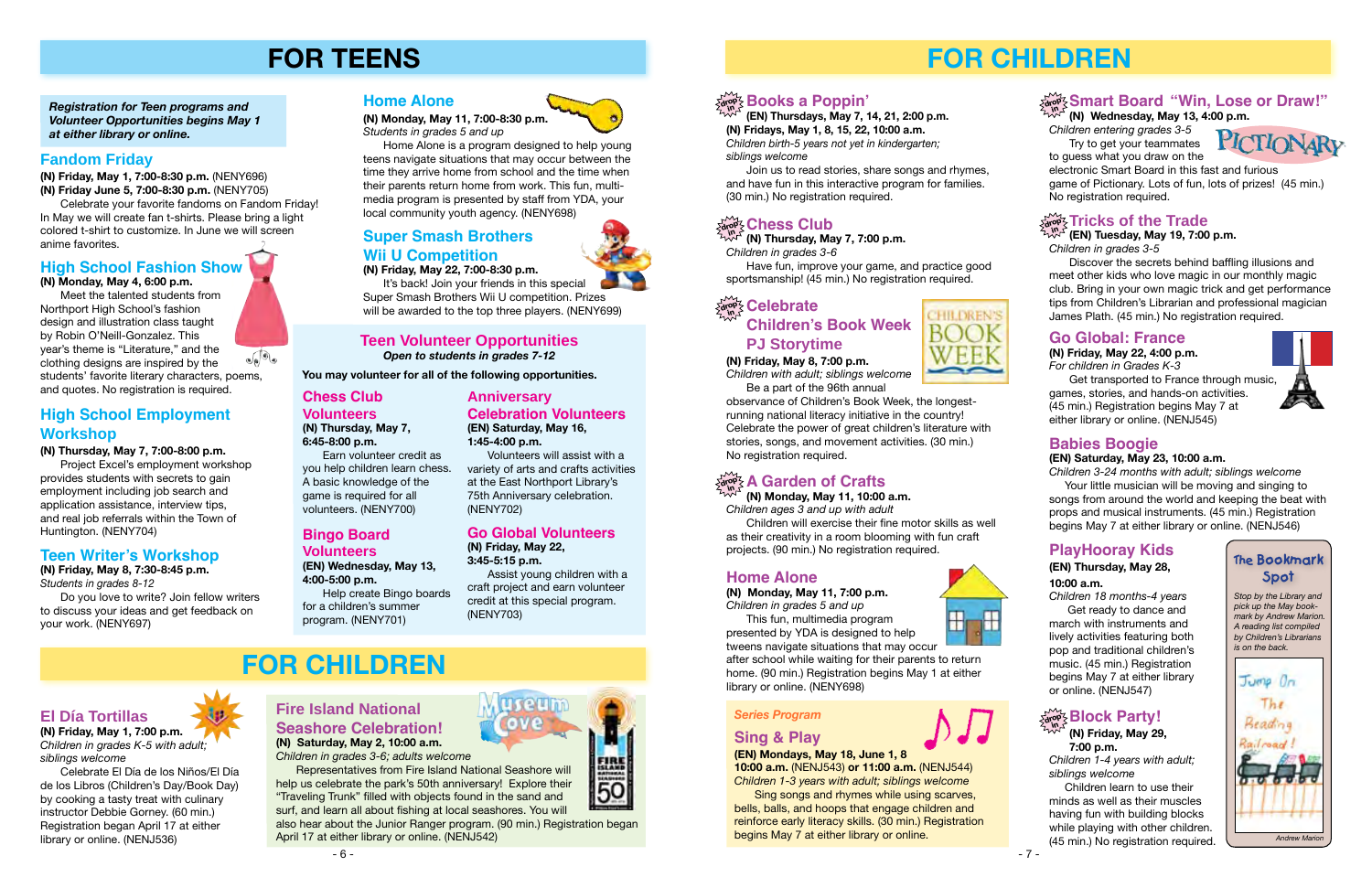# FOR TEENS

***Registration for Teen programs and Volunteer Opportunities begins May 1 at either library or online.***

## Fandom Friday

**(N) Friday, May 1, 7:00-8:30 p.m.** (NENY696)
**(N) Friday June 5, 7:00-8:30 p.m.** (NENY705)

Celebrate your favorite fandoms on Fandom Friday! In May we will create fan t-shirts. Please bring a light colored t-shirt to customize. In June we will screen anime favorites.

## High School Fashion Show

**(N) Monday, May 4, 6:00 p.m.**

Meet the talented students from Northport High School's fashion design and illustration class taught by Robin O'Neill-Gonzalez. This year's theme is "Literature," and the clothing designs are inspired by the students' favorite literary characters, poems, and quotes. No registration is required.

## High School Employment Workshop

**(N) Thursday, May 7, 7:00-8:00 p.m.**

Project Excel's employment workshop provides students with secrets to gain employment including job search and application assistance, interview tips, and real job referrals within the Town of Huntington. (NENY704)

## Teen Writer's Workshop

**(N) Friday, May 8, 7:30-8:45 p.m.**
*Students in grades 8-12*

Do you love to write? Join fellow writers to discuss your ideas and get feedback on your work. (NENY697)

## Home Alone

**(N) Monday, May 11, 7:00-8:30 p.m.**
*Students in grades 5 and up*

Home Alone is a program designed to help young teens navigate situations that may occur between the time they arrive home from school and the time when their parents return home from work. This fun, multi-media program is presented by staff from YDA, your local community youth agency. (NENY698)

## Super Smash Brothers Wii U Competition

**(N) Friday, May 22, 7:00-8:30 p.m.**

It's back! Join your friends in this special Super Smash Brothers Wii U competition. Prizes will be awarded to the top three players. (NENY699)

## Teen Volunteer Opportunities

*Open to students in grades 7-12*

**You may volunteer for all of the following opportunities.**

### Chess Club Volunteers

**(N) Thursday, May 7, 6:45-8:00 p.m.**

Earn volunteer credit as you help children learn chess. A basic knowledge of the game is required for all volunteers. (NENY700)

### Bingo Board Volunteers

**(EN) Wednesday, May 13, 4:00-5:00 p.m.**

Help create Bingo boards for a children's summer program. (NENY701)

### Anniversary Celebration Volunteers

**(EN) Saturday, May 16, 1:45-4:00 p.m.**

Volunteers will assist with a variety of arts and crafts activities at the East Northport Library's 75th Anniversary celebration. (NENY702)

### Go Global Volunteers

**(N) Friday, May 22, 3:45-5:15 p.m.**

Assist young children with a craft project and earn volunteer credit at this special program. (NENY703)

# FOR CHILDREN

## El Día Tortillas

**(N) Friday, May 1, 7:00 p.m.**
*Children in grades K-5 with adult; siblings welcome*

Celebrate El Día de los Niños/El Día de los Libros (Children's Day/Book Day) by cooking a tasty treat with culinary instructor Debbie Gorney. (60 min.) Registration began April 17 at either library or online. (NENJ536)

## Fire Island National Seashore Celebration!

**(N) Saturday, May 2, 10:00 a.m.**
*Children in grades 3-6; adults welcome*

Representatives from Fire Island National Seashore will help us celebrate the park's 50th anniversary! Explore their "Traveling Trunk" filled with objects found in the sand and surf, and learn all about fishing at local seashores. You will also hear about the Junior Ranger program. (90 min.) Registration began April 17 at either library or online. (NENJ542)

## Books a Poppin'

**(EN) Thursdays, May 7, 14, 21, 2:00 p.m.**
**(N) Fridays, May 1, 8, 15, 22, 10:00 a.m.**
*Children birth-5 years not yet in kindergarten; siblings welcome*

Join us to read stories, share songs and rhymes, and have fun in this interactive program for families. (30 min.) No registration required.

## Chess Club

**(N) Thursday, May 7, 7:00 p.m.**
*Children in grades 3-6*

Have fun, improve your game, and practice good sportsmanship! (45 min.) No registration required.

## Celebrate Children's Book Week PJ Storytime

**(N) Friday, May 8, 7:00 p.m.**
*Children with adult; siblings welcome*

Be a part of the 96th annual observance of Children's Book Week, the longest-running national literacy initiative in the country! Celebrate the power of great children's literature with stories, songs, and movement activities. (30 min.) No registration required.

## A Garden of Crafts

**(N) Monday, May 11, 10:00 a.m.**
*Children ages 3 and up with adult*

Children will exercise their fine motor skills as well as their creativity in a room blooming with fun craft projects. (90 min.) No registration required.

## Home Alone

**(N) Monday, May 11, 7:00 p.m.**
*Children in grades 5 and up*

This fun, multimedia program presented by YDA is designed to help tweens navigate situations that may occur after school while waiting for their parents to return home. (90 min.) Registration begins May 1 at either library or online. (NENY698)

*Series Program*

## Sing & Play

**(EN) Mondays, May 18, June 1, 8**
**10:00 a.m.** (NENJ543) **or 11:00 a.m.** (NENJ544)
*Children 1-3 years with adult; siblings welcome*

Sing songs and rhymes while using scarves, bells, balls, and hoops that engage children and reinforce early literacy skills. (30 min.) Registration begins May 7 at either library or online.

## Smart Board "Win, Lose or Draw!"

**(N) Wednesday, May 13, 4:00 p.m.**
*Children entering grades 3-5*

Try to get your teammates to guess what you draw on the electronic Smart Board in this fast and furious game of Pictionary. Lots of fun, lots of prizes! (45 min.) No registration required.

## Tricks of the Trade

**(EN) Tuesday, May 19, 7:00 p.m.**
*Children in grades 3-5*

Discover the secrets behind baffling illusions and meet other kids who love magic in our monthly magic club. Bring in your own magic trick and get performance tips from Children's Librarian and professional magician James Plath. (45 min.) No registration required.

## Go Global: France

**(N) Friday, May 22, 4:00 p.m.**
*For children in Grades K-3*

Get transported to France through music, games, stories, and hands-on activities. (45 min.) Registration begins May 7 at either library or online. (NENJ545)

## Babies Boogie

**(EN) Saturday, May 23, 10:00 a.m.**
*Children 3-24 months with adult; siblings welcome*

Your little musician will be moving and singing to songs from around the world and keeping the beat with props and musical instruments. (45 min.) Registration begins May 7 at either library or online. (NENJ546)

## PlayHooray Kids

**(EN) Thursday, May 28, 10:00 a.m.**
*Children 18 months-4 years*

Get ready to dance and march with instruments and lively activities featuring both pop and traditional children's music. (45 min.) Registration begins May 7 at either library or online. (NENJ547)

## Block Party!

**(N) Friday, May 29, 7:00 p.m.**
*Children 1-4 years with adult; siblings welcome*

Children learn to use their minds as well as their muscles having fun with building blocks while playing with other children. (45 min.) No registration required.

### The Bookmark Spot

*Stop by the Library and pick up the May bookmark by Andrew Marion. A reading list compiled by Children's Librarians is on the back.*

Jump On The Reading Railroad!

*Andrew Marion*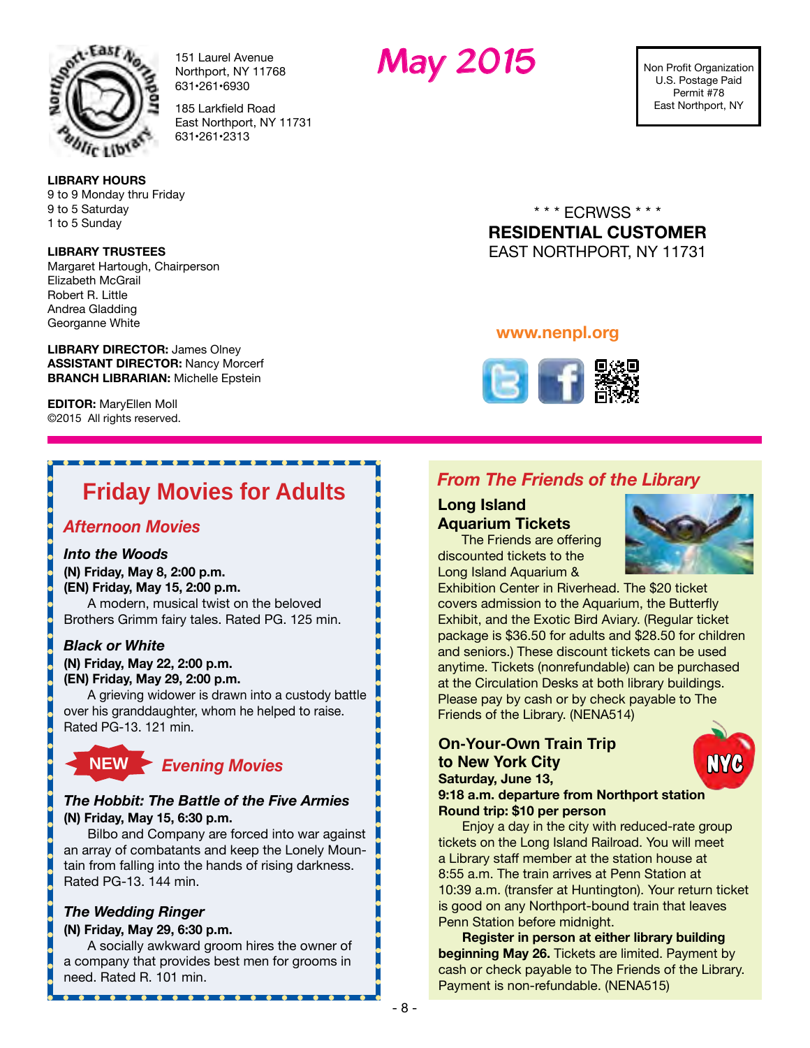151 Laurel Avenue
Northport, NY 11768
631•261•6930

185 Larkfield Road
East Northport, NY 11731
631•261•2313

# May 2015

Non Profit Organization
U.S. Postage Paid
Permit #78
East Northport, NY

**LIBRARY HOURS**
9 to 9 Monday thru Friday
9 to 5 Saturday
1 to 5 Sunday

**LIBRARY TRUSTEES**
Margaret Hartough, Chairperson
Elizabeth McGrail
Robert R. Little
Andrea Gladding
Georganne White

**LIBRARY DIRECTOR:** James Olney
**ASSISTANT DIRECTOR:** Nancy Morcerf
**BRANCH LIBRARIAN:** Michelle Epstein

**EDITOR:** MaryEllen Moll
©2015 All rights reserved.

\* \* \* ECRWSS \* \* \*
**RESIDENTIAL CUSTOMER**
EAST NORTHPORT, NY 11731

**www.nenpl.org**

## Friday Movies for Adults

### *Afternoon Movies*

***Into the Woods***
**(N) Friday, May 8, 2:00 p.m.**
**(EN) Friday, May 15, 2:00 p.m.**
A modern, musical twist on the beloved Brothers Grimm fairy tales. Rated PG. 125 min.

***Black or White***
**(N) Friday, May 22, 2:00 p.m.**
**(EN) Friday, May 29, 2:00 p.m.**
A grieving widower is drawn into a custody battle over his granddaughter, whom he helped to raise. Rated PG-13. 121 min.

### NEW *Evening Movies*

***The Hobbit: The Battle of the Five Armies***
**(N) Friday, May 15, 6:30 p.m.**
Bilbo and Company are forced into war against an array of combatants and keep the Lonely Mountain from falling into the hands of rising darkness. Rated PG-13. 144 min.

***The Wedding Ringer***
**(N) Friday, May 29, 6:30 p.m.**
A socially awkward groom hires the owner of a company that provides best men for grooms in need. Rated R. 101 min.

## *From The Friends of the Library*

### Long Island Aquarium Tickets

The Friends are offering discounted tickets to the Long Island Aquarium & Exhibition Center in Riverhead. The $20 ticket covers admission to the Aquarium, the Butterfly Exhibit, and the Exotic Bird Aviary. (Regular ticket package is $36.50 for adults and $28.50 for children and seniors.) These discount tickets can be used anytime. Tickets (nonrefundable) can be purchased at the Circulation Desks at both library buildings. Please pay by cash or by check payable to The Friends of the Library. (NENA514)

### On-Your-Own Train Trip to New York City

**Saturday, June 13,**
**9:18 a.m. departure from Northport station**
**Round trip: $10 per person**

Enjoy a day in the city with reduced-rate group tickets on the Long Island Railroad. You will meet a Library staff member at the station house at 8:55 a.m. The train arrives at Penn Station at 10:39 a.m. (transfer at Huntington). Your return ticket is good on any Northport-bound train that leaves Penn Station before midnight.

**Register in person at either library building beginning May 26.** Tickets are limited. Payment by cash or check payable to The Friends of the Library. Payment is non-refundable. (NENA515)